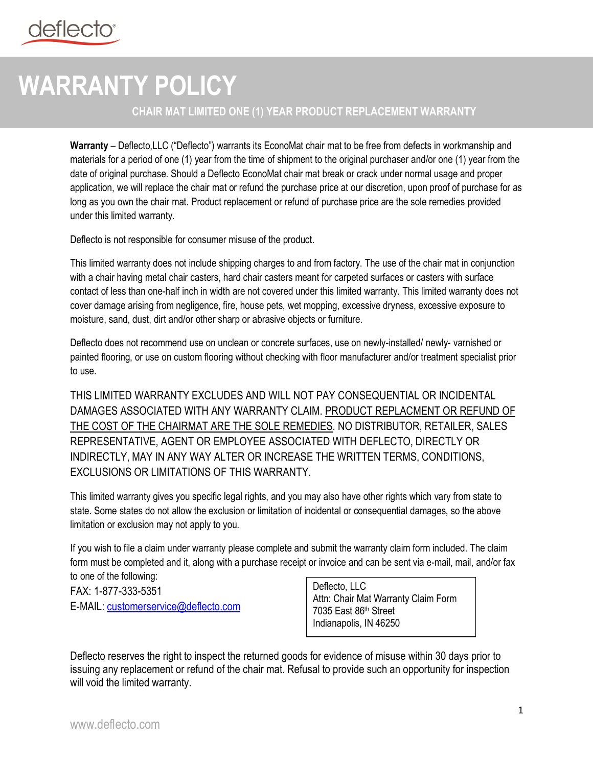deflecto®

# WARRANTY POLICY

## CHAIR MAT LIMITED ONE (1) YEAR PRODUCT REPLACEMENT WARRANTY

**Warranty** – Deflecto,LLC ("Deflecto") warrants its EconoMat chair mat to be free from defects in workmanship and materials for a period of one (1) year from the time of shipment to the original purchaser and/or one (1) year from the date of original purchase. Should a Deflecto EconoMat chair mat break or crack under normal usage and proper application, we will replace the chair mat or refund the purchase price at our discretion, upon proof of purchase for as long as you own the chair mat. Product replacement or refund of purchase price are the sole remedies provided under this limited warranty.

Deflecto is not responsible for consumer misuse of the product.

This limited warranty does not include shipping charges to and from factory. The use of the chair mat in conjunction with a chair having metal chair casters, hard chair casters meant for carpeted surfaces or casters with surface contact of less than one-half inch in width are not covered under this limited warranty. This limited warranty does not cover damage arising from negligence, fire, house pets, wet mopping, excessive dryness, excessive exposure to moisture, sand, dust, dirt and/or other sharp or abrasive objects or furniture.

Deflecto does not recommend use on unclean or concrete surfaces, use on newly-installed/ newly- varnished or painted flooring, or use on custom flooring without checking with floor manufacturer and/or treatment specialist prior to use.

THIS LIMITED WARRANTY EXCLUDES AND WILL NOT PAY CONSEQUENTIAL OR INCIDENTAL DAMAGES ASSOCIATED WITH ANY WARRANTY CLAIM. <u>PRODUCT REPLACMENT OR REFUND OF THE COST OF THE CHAIRMAT ARE THE SOLE REMEDIES</u>. NO DISTRIBUTOR, RETAILER, SALES REPRESENTATIVE, AGENT OR EMPLOYEE ASSOCIATED WITH DEFLECTO, DIRECTLY OR INDIRECTLY, MAY IN ANY WAY ALTER OR INCREASE THE WRITTEN TERMS, CONDITIONS, EXCLUSIONS OR LIMITATIONS OF THIS WARRANTY.

This limited warranty gives you specific legal rights, and you may also have other rights which vary from state to state. Some states do not allow the exclusion or limitation of incidental or consequential damages, so the above limitation or exclusion may not apply to you.

If you wish to file a claim under warranty please complete and submit the warranty claim form included. The claim form must be completed and it, along with a purchase receipt or invoice and can be sent via e-mail, mail, and/or fax to one of the following:

FAX: 1-877-333-5351
E-MAIL: customerservice@deflecto.com

Deflecto, LLC
Attn: Chair Mat Warranty Claim Form
7035 East 86th Street
Indianapolis, IN 46250

Deflecto reserves the right to inspect the returned goods for evidence of misuse within 30 days prior to issuing any replacement or refund of the chair mat. Refusal to provide such an opportunity for inspection will void the limited warranty.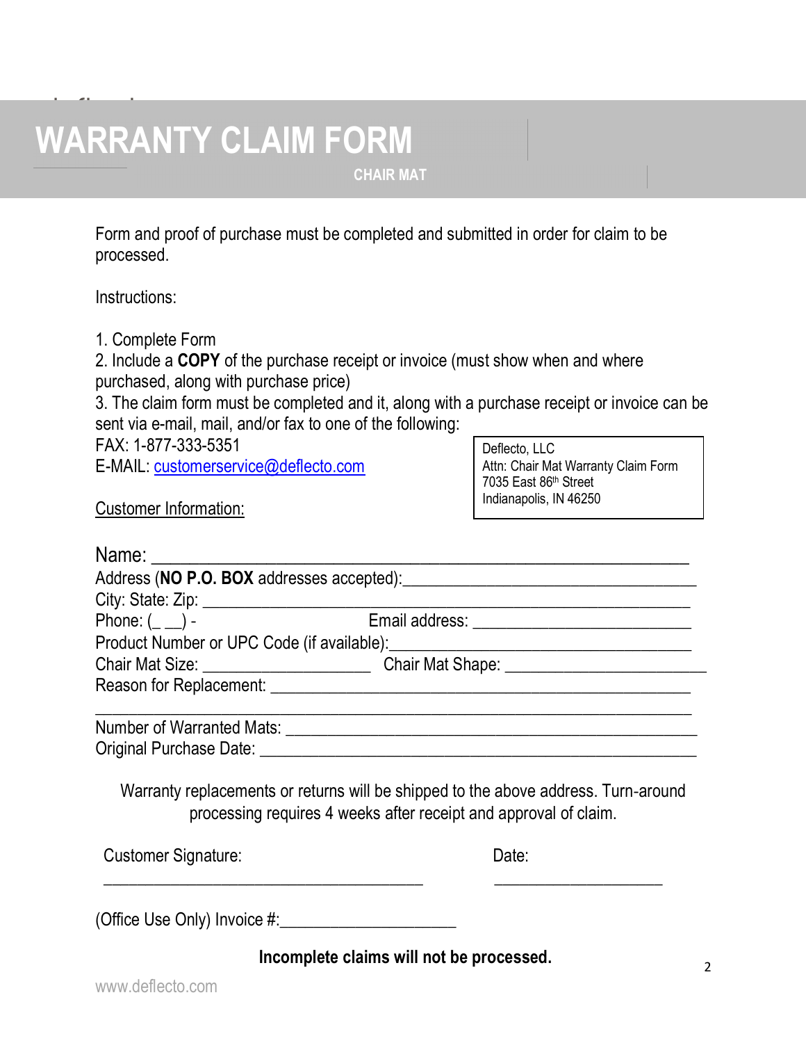# WARRANTY CLAIM FORM

**CHAIR MAT**

Form and proof of purchase must be completed and submitted in order for claim to be processed.

Instructions:

1. Complete Form
2. Include a **COPY** of the purchase receipt or invoice (must show when and where purchased, along with purchase price)
3. The claim form must be completed and it, along with a purchase receipt or invoice can be sent via e-mail, mail, and/or fax to one of the following:

FAX: 1-877-333-5351
E-MAIL: customerservice@deflecto.com

Deflecto, LLC
Attn: Chair Mat Warranty Claim Form
7035 East 86th Street
Indianapolis, IN 46250

Customer Information:

Name: ___________________________________________________________

Address (**NO P.O. BOX** addresses accepted):___________________________________

City: State: Zip: ___________________________________________________

Phone: (_ __) - Email address: _________________________

Product Number or UPC Code (if available):___________________________________

Chair Mat Size: ___________________ Chair Mat Shape: _______________________

Reason for Replacement: _____________________________________________

_____________________________________________________________________

Number of Warranted Mats: ____________________________________________

Original Purchase Date: _______________________________________________

Warranty replacements or returns will be shipped to the above address. Turn-around processing requires 4 weeks after receipt and approval of claim.

Customer Signature: ____________________________________ Date: ____________________

(Office Use Only) Invoice #:____________________

**Incomplete claims will not be processed.**

www.deflecto.com